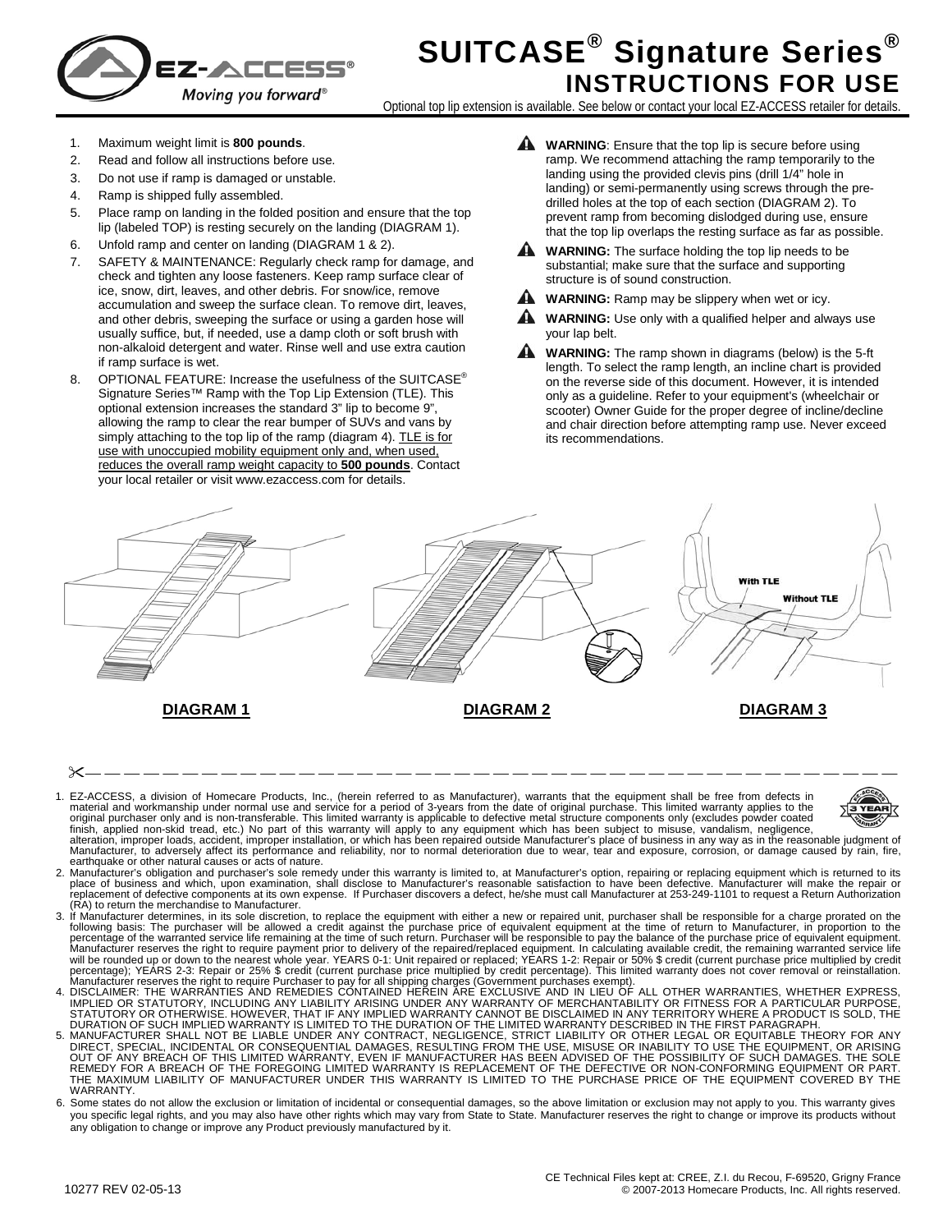# SUITCASE® Signature Series®

## INSTRUCTIONS FOR USE

Optional top lip extension is available. See below or contact your local EZ-ACCESS retailer for details.

1. Maximum weight limit is **800 pounds**.
2. Read and follow all instructions before use.
3. Do not use if ramp is damaged or unstable.
4. Ramp is shipped fully assembled.
5. Place ramp on landing in the folded position and ensure that the top lip (labeled TOP) is resting securely on the landing (DIAGRAM 1).
6. Unfold ramp and center on landing (DIAGRAM 1 & 2).
7. SAFETY & MAINTENANCE: Regularly check ramp for damage, and check and tighten any loose fasteners. Keep ramp surface clear of ice, snow, dirt, leaves, and other debris. For snow/ice, remove accumulation and sweep the surface clean. To remove dirt, leaves, and other debris, sweeping the surface or using a garden hose will usually suffice, but, if needed, use a damp cloth or soft brush with non-alkaloid detergent and water. Rinse well and use extra caution if ramp surface is wet.
8. OPTIONAL FEATURE: Increase the usefulness of the SUITCASE® Signature Series™ Ramp with the Top Lip Extension (TLE). This optional extension increases the standard 3" lip to become 9", allowing the ramp to clear the rear bumper of SUVs and vans by simply attaching to the top lip of the ramp (diagram 4). TLE is for use with unoccupied mobility equipment only and, when used, reduces the overall ramp weight capacity to **500 pounds**. Contact your local retailer or visit www.ezaccess.com for details.

⚠ **WARNING**: Ensure that the top lip is secure before using ramp. We recommend attaching the ramp temporarily to the landing using the provided clevis pins (drill 1/4" hole in landing) or semi-permanently using screws through the pre-drilled holes at the top of each section (DIAGRAM 2). To prevent ramp from becoming dislodged during use, ensure that the top lip overlaps the resting surface as far as possible.

⚠ **WARNING:** The surface holding the top lip needs to be substantial; make sure that the surface and supporting structure is of sound construction.

⚠ **WARNING:** Ramp may be slippery when wet or icy.

⚠ **WARNING:** Use only with a qualified helper and always use your lap belt.

⚠ **WARNING:** The ramp shown in diagrams (below) is the 5-ft length. To select the ramp length, an incline chart is provided on the reverse side of this document. However, it is intended only as a guideline. Refer to your equipment's (wheelchair or scooter) Owner Guide for the proper degree of incline/decline and chair direction before attempting ramp use. Never exceed its recommendations.

With TLE

Without TLE

**DIAGRAM 1** **DIAGRAM 2** **DIAGRAM 3**

---

1. EZ-ACCESS, a division of Homecare Products, Inc., (herein referred to as Manufacturer), warrants that the equipment shall be free from defects in material and workmanship under normal use and service for a period of 3-years from the date of original purchase. This limited warranty applies to the original purchaser only and is non-transferable. This limited warranty is applicable to defective metal structure components only (excludes powder coated finish, applied non-skid tread, etc.) No part of this warranty will apply to any equipment which has been subject to misuse, vandalism, negligence, alteration, improper loads, accident, improper installation, or which has been repaired outside Manufacturer's place of business in any way as in the reasonable judgment of Manufacturer, to adversely affect its performance and reliability, nor to normal deterioration due to wear, tear and exposure, corrosion, or damage caused by rain, fire, earthquake or other natural causes or acts of nature.
2. Manufacturer's obligation and purchaser's sole remedy under this warranty is limited to, at Manufacturer's option, repairing or replacing equipment which is returned to its place of business and which, upon examination, shall disclose to Manufacturer's reasonable satisfaction to have been defective. Manufacturer will make the repair or replacement of defective components at its own expense. If Purchaser discovers a defect, he/she must call Manufacturer at 253-249-1101 to request a Return Authorization (RA) to return the merchandise to Manufacturer.
3. If Manufacturer determines, in its sole discretion, to replace the equipment with either a new or repaired unit, purchaser shall be responsible for a charge prorated on the following basis: The purchaser will be allowed a credit against the purchase price of equivalent equipment at the time of return to Manufacturer, in proportion to the percentage of the warranted service life remaining at the time of such return. Purchaser will be responsible to pay the balance of the purchase price of equivalent equipment. Manufacturer reserves the right to require payment prior to delivery of the repaired/replaced equipment. In calculating available credit, the remaining warranted service life will be rounded up or down to the nearest whole year. YEARS 0-1: Unit repaired or replaced; YEARS 1-2: Repair or 50% $ credit (current purchase price multiplied by credit percentage); YEARS 2-3: Repair or 25% $ credit (current purchase price multiplied by credit percentage). This limited warranty does not cover removal or reinstallation. Manufacturer reserves the right to require Purchaser to pay for all shipping charges (Government purchases exempt).
4. DISCLAIMER: THE WARRANTIES AND REMEDIES CONTAINED HEREIN ARE EXCLUSIVE AND IN LIEU OF ALL OTHER WARRANTIES, WHETHER EXPRESS, IMPLIED OR STATUTORY, INCLUDING ANY LIABILITY ARISING UNDER ANY WARRANTY OF MERCHANTABILITY OR FITNESS FOR A PARTICULAR PURPOSE, STATUTORY OR OTHERWISE. HOWEVER, THAT IF ANY IMPLIED WARRANTY CANNOT BE DISCLAIMED IN ANY TERRITORY WHERE A PRODUCT IS SOLD, THE DURATION OF SUCH IMPLIED WARRANTY IS LIMITED TO THE DURATION OF THE LIMITED WARRANTY DESCRIBED IN THE FIRST PARAGRAPH.
5. MANUFACTURER SHALL NOT BE LIABLE UNDER ANY CONTRACT, NEGLIGENCE, STRICT LIABILITY OR OTHER LEGAL OR EQUITABLE THEORY FOR ANY DIRECT, SPECIAL, INCIDENTAL OR CONSEQUENTIAL DAMAGES, RESULTING FROM THE USE, MISUSE OR INABILITY TO USE THE EQUIPMENT, OR ARISING OUT OF ANY BREACH OF THIS LIMITED WARRANTY, EVEN IF MANUFACTURER HAS BEEN ADVISED OF THE POSSIBILITY OF SUCH DAMAGES. THE SOLE REMEDY FOR A BREACH OF THE FOREGOING LIMITED WARRANTY IS REPLACEMENT OF THE DEFECTIVE OR NON-CONFORMING EQUIPMENT OR PART. THE MAXIMUM LIABILITY OF MANUFACTURER UNDER THIS WARRANTY IS LIMITED TO THE PURCHASE PRICE OF THE EQUIPMENT COVERED BY THE WARRANTY.
6. Some states do not allow the exclusion or limitation of incidental or consequential damages, so the above limitation or exclusion may not apply to you. This warranty gives you specific legal rights, and you may also have other rights which may vary from State to State. Manufacturer reserves the right to change or improve its products without any obligation to change or improve any Product previously manufactured by it.

10277 REV 02-05-13

CE Technical Files kept at: CREE, Z.I. du Recou, F-69520, Grigny France
© 2007-2013 Homecare Products, Inc. All rights reserved.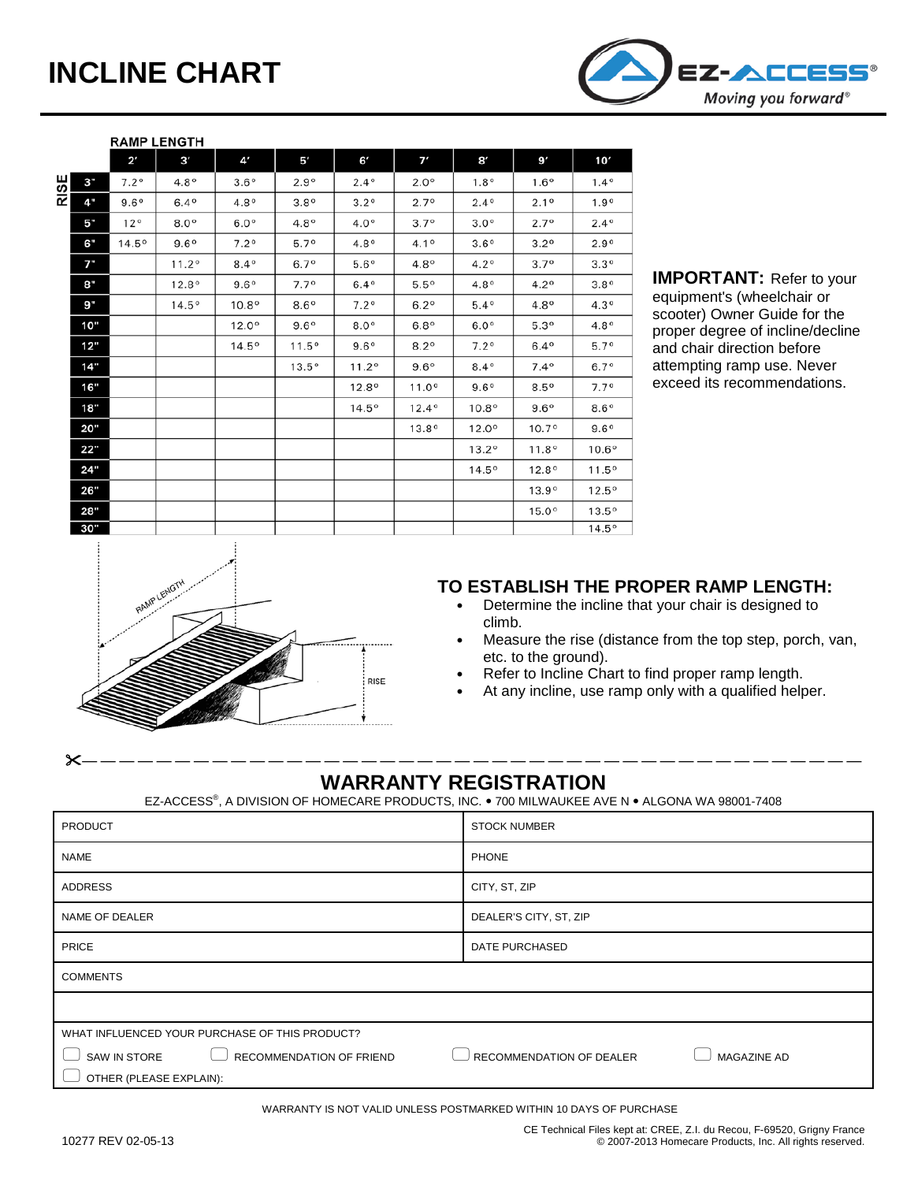# INCLINE CHART

EZ-ACCESS®

*Moving you forward®*

RAMP LENGTH

| RISE | 2′ | 3′ | 4′ | 5′ | 6′ | 7′ | 8′ | 9′ | 10′ |
|---|---|---|---|---|---|---|---|---|---|
| 3" | 7.2° | 4.8° | 3.6° | 2.9° | 2.4° | 2.0° | 1.8° | 1.6° | 1.4° |
| 4" | 9.6° | 6.4° | 4.8° | 3.8° | 3.2° | 2.7° | 2.4° | 2.1° | 1.9° |
| 5" | 12° | 8.0° | 6.0° | 4.8° | 4.0° | 3.7° | 3.0° | 2.7° | 2.4° |
| 6" | 14.5° | 9.6° | 7.2° | 5.7° | 4.8° | 4.1° | 3.6° | 3.2° | 2.9° |
| 7" | | 11.2° | 8.4° | 6.7° | 5.6° | 4.8° | 4.2° | 3.7° | 3.3° |
| 8" | | 12.8° | 9.6° | 7.7° | 6.4° | 5.5° | 4.8° | 4.2° | 3.8° |
| 9" | | 14.5° | 10.8° | 8.6° | 7.2° | 6.2° | 5.4° | 4.8° | 4.3° |
| 10" | | | 12.0° | 9.6° | 8.0° | 6.8° | 6.0° | 5.3° | 4.8° |
| 12" | | | 14.5° | 11.5° | 9.6° | 8.2° | 7.2° | 6.4° | 5.7° |
| 14" | | | | 13.5° | 11.2° | 9.6° | 8.4° | 7.4° | 6.7° |
| 16" | | | | | 12.8° | 11.0° | 9.6° | 8.5° | 7.7° |
| 18" | | | | | 14.5° | 12.4° | 10.8° | 9.6° | 8.6° |
| 20" | | | | | | 13.8° | 12.0° | 10.7° | 9.6° |
| 22" | | | | | | | 13.2° | 11.8° | 10.6° |
| 24" | | | | | | | 14.5° | 12.8° | 11.5° |
| 26" | | | | | | | | 13.9° | 12.5° |
| 28" | | | | | | | | 15.0° | 13.5° |
| 30" | | | | | | | | | 14.5° |

**IMPORTANT:** Refer to your equipment's (wheelchair or scooter) Owner Guide for the proper degree of incline/decline and chair direction before attempting ramp use. Never exceed its recommendations.

RAMP LENGTH

RISE

## TO ESTABLISH THE PROPER RAMP LENGTH:

- Determine the incline that your chair is designed to climb.
- Measure the rise (distance from the top step, porch, van, etc. to the ground).
- Refer to Incline Chart to find proper ramp length.
- At any incline, use ramp only with a qualified helper.

## WARRANTY REGISTRATION

EZ-ACCESS®, A DIVISION OF HOMECARE PRODUCTS, INC. • 700 MILWAUKEE AVE N • ALGONA WA 98001-7408

| | |
|---|---|
| PRODUCT | STOCK NUMBER |
| NAME | PHONE |
| ADDRESS | CITY, ST, ZIP |
| NAME OF DEALER | DEALER'S CITY, ST, ZIP |
| PRICE | DATE PURCHASED |
| COMMENTS | |
| | |

WHAT INFLUENCED YOUR PURCHASE OF THIS PRODUCT?

☐ SAW IN STORE ☐ RECOMMENDATION OF FRIEND ☐ RECOMMENDATION OF DEALER ☐ MAGAZINE AD

☐ OTHER (PLEASE EXPLAIN):

WARRANTY IS NOT VALID UNLESS POSTMARKED WITHIN 10 DAYS OF PURCHASE

10277 REV 02-05-13

CE Technical Files kept at: CREE, Z.I. du Recou, F-69520, Grigny France
© 2007-2013 Homecare Products, Inc. All rights reserved.